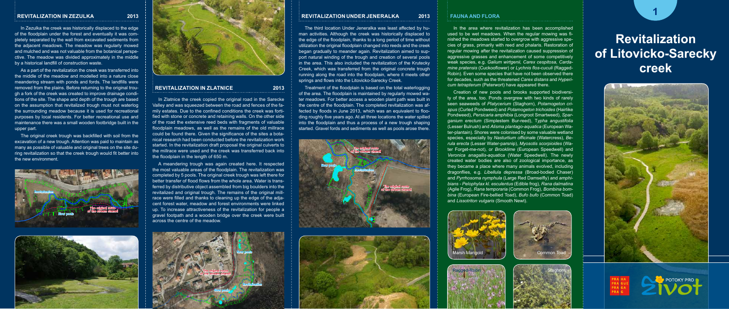# Revitalization of Litovicko-Sarecky creek

## REVITALIZATION IN ZEZULKA 2013

In Zezulka the creek was historically displaced to the edge of the floodplain under the forest and eventually it was completely separated by the wall from excavated sediments from the adjacent meadows. The meadow was regularly mowed and mulched and was not valuable from the botanical perspective. The meadow was divided approximately in the middle by a historical landfill of construction waste.

As a part of the revitalization the creek was transferred into the middle of the meadow and modelled into a nature close meandering stream with ponds and fords. The landfills were removed from the plains. Before returning to the original trough a fork of the creek was created to improve drainage conditions of the site. The shape and depth of the trough are based on the assumption that revitalized trough must not waterlog the surrounding meadow because it is used for recreational purposes by local residents. For better recreational use and maintenance there was a small wooden footbridge built in the upper part.

The original creek trough was backfilled with soil from the excavation of a new trough. Attention was paid to maintain as many as possible of valuable and original trees on the site during revitalization so that the creek trough would fit better into the new environment.

## REVITALIZATION IN ZLATNICE 2013

In Zlatnice the creek copied the original road in the Sarecke Valley and was squeezed between the road and fences of the family estates. Due to the confined conditions the creek was fortified with stone or concrete and retaining walls. On the other side of the road the extensive reed beds with fragments of valuable floodplain meadows, as well as the remains of the old millrace could be found there. Given the significance of the sites a botanical research had been conducted before the revitalization work started. In the revitalization draft proposal the original culverts to the millrace were used and the creek was transferred back into the floodplain in the length of 650 m.

A meandering trough was again created here. It respected the most valuable areas of the floodplain. The revitalization was completed by 5 pools. The original creek trough was left there for better transfer of flood flows from the whole area. Water is transferred by distributive object assembled from big boulders into the revitalized and original trough. The remains of the original millrace were filled and thanks to cleaning up the edge of the adjacent forest water, meadow and forest environments were linked up. To increase attractiveness of the revitalization for people a gravel footpath and a wooden bridge over the creek were built across the centre of the meadow.

## REVITALIZATION UNDER JENERALKA 2013

The third location Under Jeneralka was least affected by human activities. Although the creek was historically displaced to the edge of the floodplain, thanks to a long period of time without utilization the original floodplain changed into reeds and the creek began gradually to meander again. Revitalization aimed to support natural winding of the trough and creation of several pools in the area. This also included the revitalization of the Krutecky Creek, which was transferred from the original concrete trough running along the road into the floodplain, where it meets other springs and flows into the Litovicko-Sarecky Creek.

Treatment of the floodplain is based on the total waterlogging of the area. The floodplain is maintained by regularly mowed water meadows. For better access a wooden plant path was built in the centre of the floodplain. The completed revitalization was affected by floods in June 2013, which was an equivalent to flooding roughly five years ago. At all three locations the water spilled into the floodplain and thus a process of a new trough shaping started. Gravel fords and sediments as well as pools arose there.

## FAUNA AND FLORA

In the area where revitalization has been accomplished used to be wet meadows. When the regular mowing was finished the meadows started to overgrow with aggressive species of grass, primarily with reed and phalaris. Restoration of regular mowing after the revitalization caused suppression of aggressive grasses and enhancement of some competitively weak species, e.g. *Galium wirtgenii*, *Carex cespitosa*, *Cardamine pratensis* (Cuckooflower) or *Lychnis flos-cuculi* (Ragged-Robin). Even some species that have not been observed there for decades, such as the threatened *Carex distans* and *Hypericum tetrapterum* (Peterwort) have appeared there.

Creation of new pools and brooks supported biodiversity of the area, too. Ponds overgrew with two kinds of rarely seen seaweeds of *Platycerium* (Staghorn), *Potamogeton crispus* (Curled Pondweed) and *Potamogeton trichoides* (Hairlike Pondweed), *Persicaria amphibia* (Longroot Smartweed), *Sparganium erectum* (Simplestem Bur-reed), *Typha angustifolia* (Lesser Bulrush) and *Alisma plantago-aquatica* (European Water-plantain). Shores were colonised by some valuable wetland species, especially by *Nasturtium officinale* (Watercress), *Berula erecta* (Lesser Water-parsnip), *Myosotis scorpioides* (Water Forget-me-not), or *Brooklime* (European Speedwell) and *Veronica anagallis-aquatica* (Water Speedwell). The newly created water bodies are also of zoological importance, as they became a place where many animals evolved, including dragonflies, e.g. *Libellula depressa* (Broad-bodied Chaser) and *Pyrrhosoma nymphula* (Large Red Damselfly) and *amphibians - Pelophylax kl. esculentus* (Edible frog), *Rana dalmatina* (Agile Frog), *Rana temporaria* (Common Frog), *Bombina bombina* (European Fire-bellied Toad), *Bufo bufo* (Common Toad) and *Lissotriton vulgaris* (Smooth Newt).

Marsh Marigold

Common Toad

Ragged-Robin

Staghorn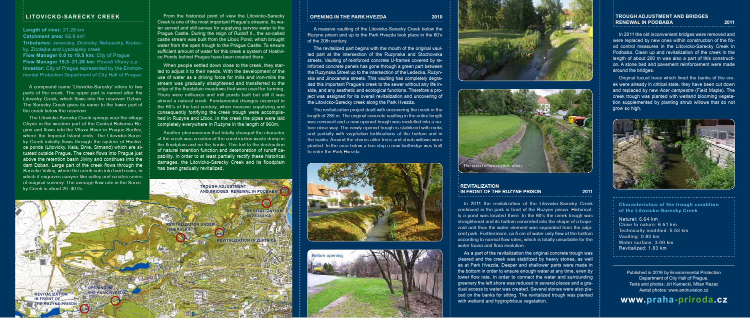## LITOVICKO-SARECKY CREEK

**Length of river:** 21.28 km
**Catchment area:** 62.9 km²
**Tributaries:** Jenecsky, Zlicinsky, Nebusicky, Kruteckу, Zlodejka and Lysolajsky creek
**Flow Manager 0.0 to 19.5 km:** City of Prague
**Flow Manager 19,5–21.28 km:** Povodi Vltavy s.p.
**Investor:** City of Prague represented by the Environmental Protection Department of City Hall of Prague

A compound name 'Litovicko-Sarecky' refers to two parts of the creek. The upper part is named after the Litovicky Creek, which flows into the reservoir Dzban. The Sarecky Creek gives its name to the lower part of the creek below the reservoir.

The Litovicko-Sarecky Creek springs near the village Chyne in the western part of the Central Bohemia Region and flows into the Vltava River in Prague-Sedlec, where the Imperial Island ends. The Litovicko-Sarecky Creek initially flows through the system of Hostivice ponds (Litovicky, Kala, Brve, Strnand) which are situated outside Prague. The creek flows into Prague just above the retention basin Jiviny and continues into the dam Dzban. Large part of the creek flows through the Sarecke Valley, where the creek cuts into hard rocks, in which it engraves canyon-like valley and creates series of magical scenery. The average flow rate in the Sarecky Creek is about 20–40 l/s.

From the historical point of view the Litovicko-Sarecky Creek is one of the most important Prague's streams. Its water served and still serves for supplying service water to the Prague Castle. During the reign of Rudolf II., the so-called castle stream was built from the Liboc Pond, which brought water from the open trough to the Prague Castle. To ensure sufficient amount of water for this creek a system of Hostivice Ponds behind Prague have been created there.

When people settled down close to the creek, they started to adjust it to their needs. With the development of the use of water as a driving force for mills and iron-mills the stream was gradually straightened and transferred to the edge of the floodplain meadows that were used for farming. There were millraces and mill ponds built but still it was almost a natural creek. Fundamental changes occurred in the 60's of the last century, when massive capatizing and consequently fortifying the creek trough were accomplished in Ruzyne and Liboc. In the creek the pipes were laid completely everywhere in Ruzyne in the length of 960m.

Another phenomenon that totally changed the character of the creek was creation of the construction waste dump in the floodplain and on the banks. This led to the destruction of natural retention function and deterioration of runoff capability. In order to at least partially rectify these historical damages, the Litovicko-Sarecky Creek and its floodplain has been gradually revitalized.

TROUGH ADJUSTMENT AND BRIDGES RENEWAL IN PODBABA

REVITALIZATION IN ZEZULKA

REVITALIZATION UNDER JENERALKA

REVITALIZATION IN ZLATNICE

OPENING IN THE PARK HVEZDA

REVITALIZATION IN FRONT OF THE RUZYNE PRISON

## OPENING IN THE PARK HVEZDA — 2010

A massive vaulting of the Litovicko-Sarecky Creek below the Ruzyne prison and up to the Park Hvezda took place in the 60's of the 20th century.

The revitalized part begins with the mouth of the original vaulted part at the intersection of the Ruzynska and Stochovska streets. Vaulting of reinforced concrete U-frames covered by reinforced concrete panels has gone through a green part between the Ruzynska Street up to the intersection of the Ledecka, Ruzynska and Jinocanska streets. This vaulting has completely degraded this important Prague's creek to the sewer without any life inside, and any aesthetic and ecological functions. Therefore a project was assigned for its overall revitalization and uncovering of the Litovicko-Sarecky creek along the Park Hvezda.

The revitalization project dealt with uncovering the creek in the length of 280 m. The original concrete vaulting in the entire length was removed and a new opened trough was modelled into a nature close way. The newly opened trough is stabilized with rocks and partially with vegetation fortifications at the bottom and in the banks. Around the shores alder trees and shrub willows were planted. In the area below a bus stop a new footbridge was built to enter the Park Hvezda.

Before opening

The area before revitalization

## REVITALIZATION IN FRONT OF THE RUZYNE PRISON — 2011

In 2011 the revitalization of the Litovicko-Sarecky Creek continued in the park in front of the Ruzyne prison. Historically a pond was located there. In the 60's the creek trough was straightened and its bottom concreted into the shape of a trapezoid and thus the water element was separated from the adjacent park. Furthermore, ca 5 cm of water only flew at the bottom according to normal flow rates, which is totally unsuitable for the water fauna and flora evolution.

As a part of the revitalization the original concrete trough was cleared and the creek was stabilized by heavy stones, as well as at Park Hvezda. Deeper and shallower parts were made in the bottom in order to ensure enough water at any time, even by lower flow rate. In order to connect the water and surrounding greenery the left shore was reduced in several places and a gradual access to water was created. Several stones were also placed on the banks for sitting. The revitalized trough was planted with wetland and hygrophilous vegetation.

## TROUGH ADJUSTMENT AND BRIDGES RENEWAL IN PODBABA — 2011

In 2011 the old inconvenient bridges were removed and were replaced by new ones within construction of the flood control measures in the Litovicko-Sarecky Creek in Podbaba. Clean up and revitalization of the creek in the length of about 200 m was also a part of this construction. A stone bed and pavement reinforcement were made around the bridges.

Original locust trees which lined the banks of the creek were already in critical state, they have been cut down and replaced by new *Acer campestre* (Field Maple). The creek trough was planted with wetland blooming vegetation supplemented by planting shrub willows that do not grow so high.

### Characteristics of the trough condition of the Litovicko-Sarecky Creek

Natural: 6.64 km
Close to nature: 6.51 km
Technically modified: 5.53 km
Vaulting: 0.83 km
Water surface: 3.09 km
Revitalized: 1.83 km

Published in 2016 by Environmental Protection Department of City Hall of Prague.
Texts and photos: Jiri Karnecki, Milan Rezac
Aerial photos: www.andruvision.cz

**www.praha-priroda.cz**